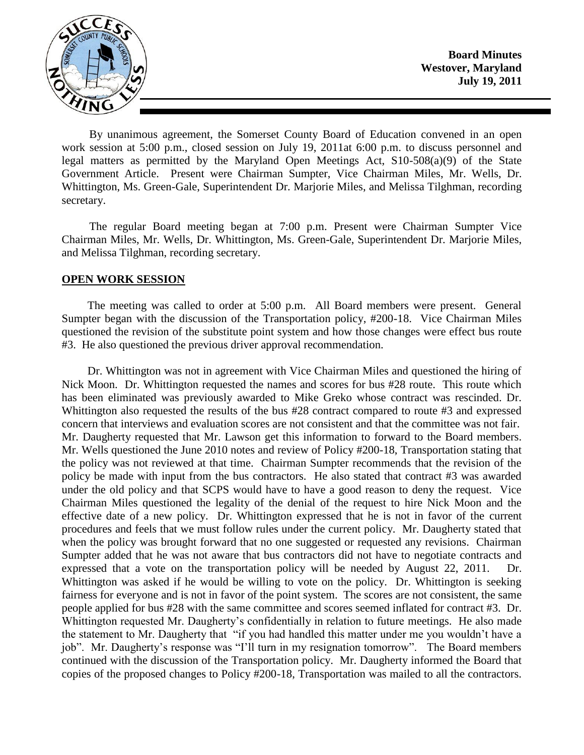**Board Minutes**
**Westover, Maryland**
**July 19, 2011**

By unanimous agreement, the Somerset County Board of Education convened in an open work session at 5:00 p.m., closed session on July 19, 2011at 6:00 p.m. to discuss personnel and legal matters as permitted by the Maryland Open Meetings Act, S10-508(a)(9) of the State Government Article. Present were Chairman Sumpter, Vice Chairman Miles, Mr. Wells, Dr. Whittington, Ms. Green-Gale, Superintendent Dr. Marjorie Miles, and Melissa Tilghman, recording secretary.

The regular Board meeting began at 7:00 p.m. Present were Chairman Sumpter Vice Chairman Miles, Mr. Wells, Dr. Whittington, Ms. Green-Gale, Superintendent Dr. Marjorie Miles, and Melissa Tilghman, recording secretary.

## **OPEN WORK SESSION**

The meeting was called to order at 5:00 p.m. All Board members were present. General Sumpter began with the discussion of the Transportation policy, #200-18. Vice Chairman Miles questioned the revision of the substitute point system and how those changes were effect bus route #3. He also questioned the previous driver approval recommendation.

Dr. Whittington was not in agreement with Vice Chairman Miles and questioned the hiring of Nick Moon. Dr. Whittington requested the names and scores for bus #28 route. This route which has been eliminated was previously awarded to Mike Greko whose contract was rescinded. Dr. Whittington also requested the results of the bus #28 contract compared to route #3 and expressed concern that interviews and evaluation scores are not consistent and that the committee was not fair. Mr. Daugherty requested that Mr. Lawson get this information to forward to the Board members. Mr. Wells questioned the June 2010 notes and review of Policy #200-18, Transportation stating that the policy was not reviewed at that time. Chairman Sumpter recommends that the revision of the policy be made with input from the bus contractors. He also stated that contract #3 was awarded under the old policy and that SCPS would have to have a good reason to deny the request. Vice Chairman Miles questioned the legality of the denial of the request to hire Nick Moon and the effective date of a new policy. Dr. Whittington expressed that he is not in favor of the current procedures and feels that we must follow rules under the current policy. Mr. Daugherty stated that when the policy was brought forward that no one suggested or requested any revisions. Chairman Sumpter added that he was not aware that bus contractors did not have to negotiate contracts and expressed that a vote on the transportation policy will be needed by August 22, 2011. Dr. Whittington was asked if he would be willing to vote on the policy. Dr. Whittington is seeking fairness for everyone and is not in favor of the point system. The scores are not consistent, the same people applied for bus #28 with the same committee and scores seemed inflated for contract #3. Dr. Whittington requested Mr. Daugherty's confidentially in relation to future meetings. He also made the statement to Mr. Daugherty that "if you had handled this matter under me you wouldn't have a job". Mr. Daugherty's response was "I'll turn in my resignation tomorrow". The Board members continued with the discussion of the Transportation policy. Mr. Daugherty informed the Board that copies of the proposed changes to Policy #200-18, Transportation was mailed to all the contractors.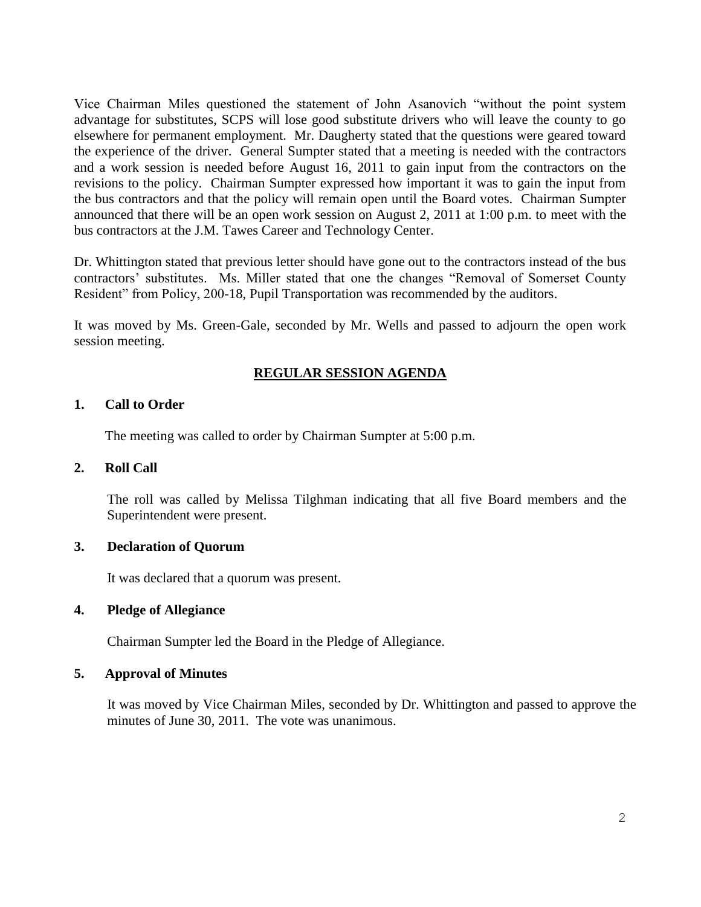Vice Chairman Miles questioned the statement of John Asanovich "without the point system advantage for substitutes, SCPS will lose good substitute drivers who will leave the county to go elsewhere for permanent employment. Mr. Daugherty stated that the questions were geared toward the experience of the driver. General Sumpter stated that a meeting is needed with the contractors and a work session is needed before August 16, 2011 to gain input from the contractors on the revisions to the policy. Chairman Sumpter expressed how important it was to gain the input from the bus contractors and that the policy will remain open until the Board votes. Chairman Sumpter announced that there will be an open work session on August 2, 2011 at 1:00 p.m. to meet with the bus contractors at the J.M. Tawes Career and Technology Center.

Dr. Whittington stated that previous letter should have gone out to the contractors instead of the bus contractors' substitutes. Ms. Miller stated that one the changes "Removal of Somerset County Resident" from Policy, 200-18, Pupil Transportation was recommended by the auditors.

It was moved by Ms. Green-Gale, seconded by Mr. Wells and passed to adjourn the open work session meeting.

## REGULAR SESSION AGENDA

### 1. Call to Order

The meeting was called to order by Chairman Sumpter at 5:00 p.m.

### 2. Roll Call

The roll was called by Melissa Tilghman indicating that all five Board members and the Superintendent were present.

### 3. Declaration of Quorum

It was declared that a quorum was present.

### 4. Pledge of Allegiance

Chairman Sumpter led the Board in the Pledge of Allegiance.

### 5. Approval of Minutes

It was moved by Vice Chairman Miles, seconded by Dr. Whittington and passed to approve the minutes of June 30, 2011. The vote was unanimous.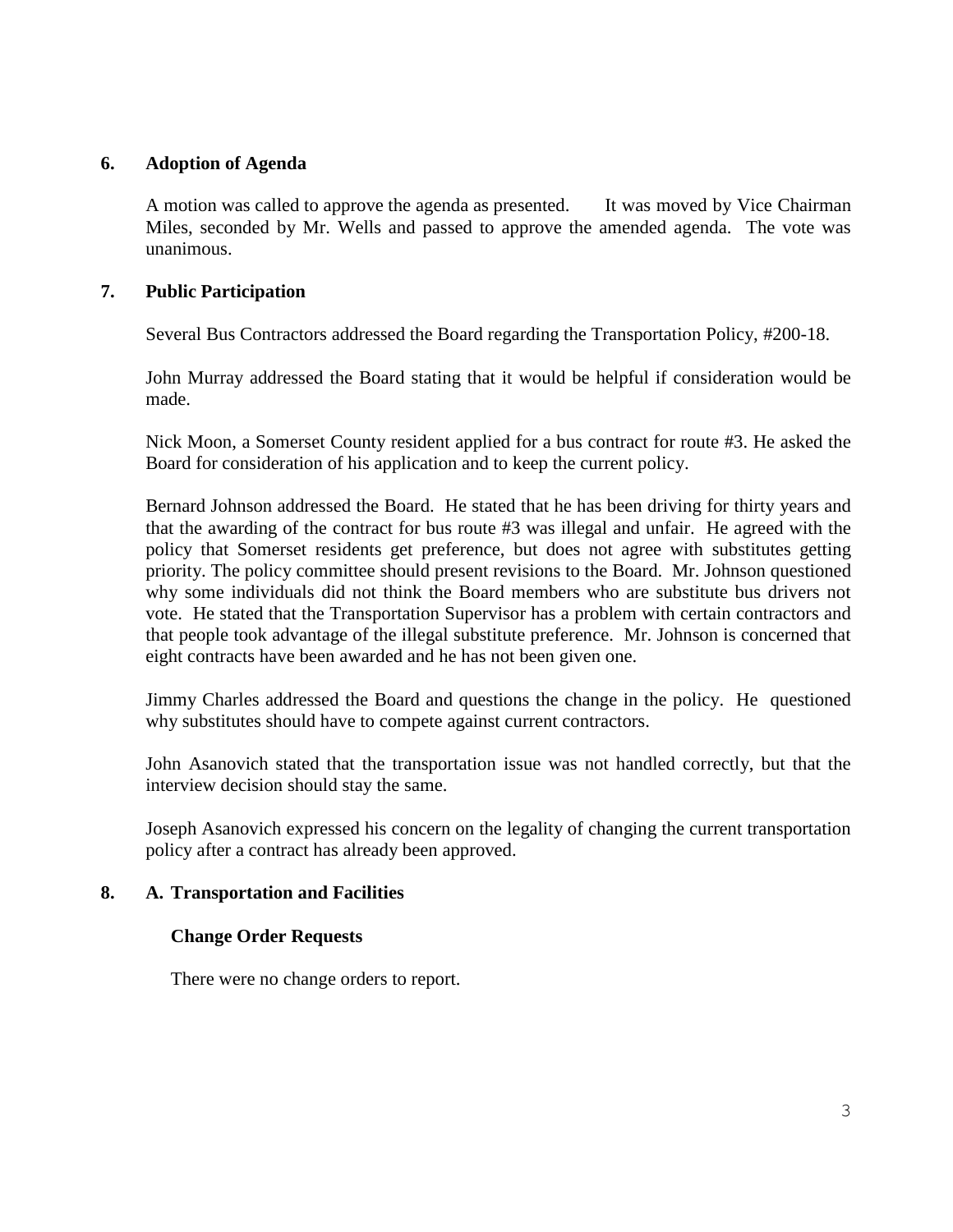## 6. Adoption of Agenda

A motion was called to approve the agenda as presented. It was moved by Vice Chairman Miles, seconded by Mr. Wells and passed to approve the amended agenda. The vote was unanimous.

## 7. Public Participation

Several Bus Contractors addressed the Board regarding the Transportation Policy, #200-18.

John Murray addressed the Board stating that it would be helpful if consideration would be made.

Nick Moon, a Somerset County resident applied for a bus contract for route #3. He asked the Board for consideration of his application and to keep the current policy.

Bernard Johnson addressed the Board. He stated that he has been driving for thirty years and that the awarding of the contract for bus route #3 was illegal and unfair. He agreed with the policy that Somerset residents get preference, but does not agree with substitutes getting priority. The policy committee should present revisions to the Board. Mr. Johnson questioned why some individuals did not think the Board members who are substitute bus drivers not vote. He stated that the Transportation Supervisor has a problem with certain contractors and that people took advantage of the illegal substitute preference. Mr. Johnson is concerned that eight contracts have been awarded and he has not been given one.

Jimmy Charles addressed the Board and questions the change in the policy. He questioned why substitutes should have to compete against current contractors.

John Asanovich stated that the transportation issue was not handled correctly, but that the interview decision should stay the same.

Joseph Asanovich expressed his concern on the legality of changing the current transportation policy after a contract has already been approved.

## 8. A. Transportation and Facilities

### Change Order Requests

There were no change orders to report.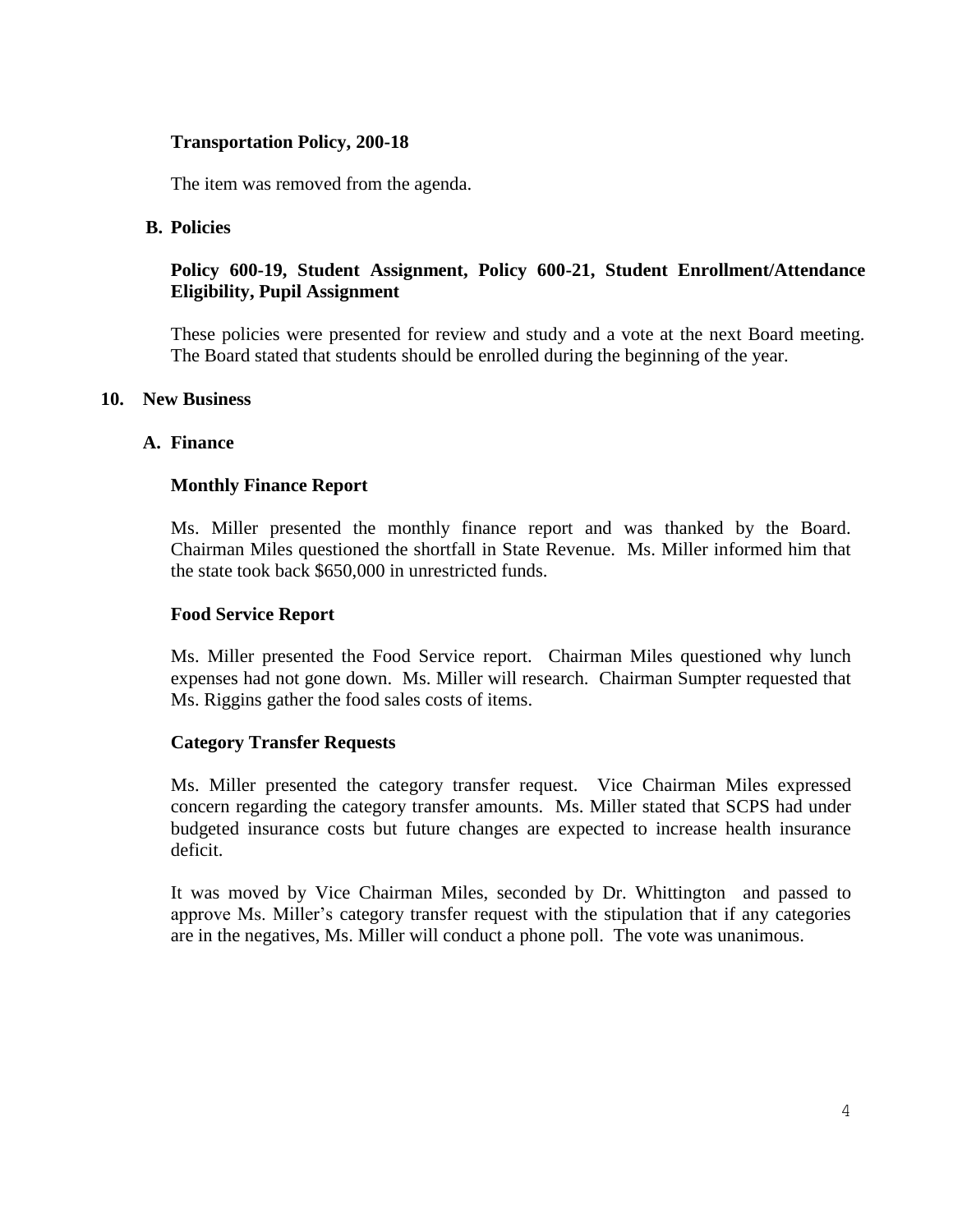**Transportation Policy, 200-18**

The item was removed from the agenda.

**B. Policies**

**Policy 600-19, Student Assignment, Policy 600-21, Student Enrollment/Attendance Eligibility, Pupil Assignment**

These policies were presented for review and study and a vote at the next Board meeting. The Board stated that students should be enrolled during the beginning of the year.

**10. New Business**

**A. Finance**

**Monthly Finance Report**

Ms. Miller presented the monthly finance report and was thanked by the Board. Chairman Miles questioned the shortfall in State Revenue. Ms. Miller informed him that the state took back $650,000 in unrestricted funds.

**Food Service Report**

Ms. Miller presented the Food Service report. Chairman Miles questioned why lunch expenses had not gone down. Ms. Miller will research. Chairman Sumpter requested that Ms. Riggins gather the food sales costs of items.

**Category Transfer Requests**

Ms. Miller presented the category transfer request. Vice Chairman Miles expressed concern regarding the category transfer amounts. Ms. Miller stated that SCPS had under budgeted insurance costs but future changes are expected to increase health insurance deficit.

It was moved by Vice Chairman Miles, seconded by Dr. Whittington and passed to approve Ms. Miller's category transfer request with the stipulation that if any categories are in the negatives, Ms. Miller will conduct a phone poll. The vote was unanimous.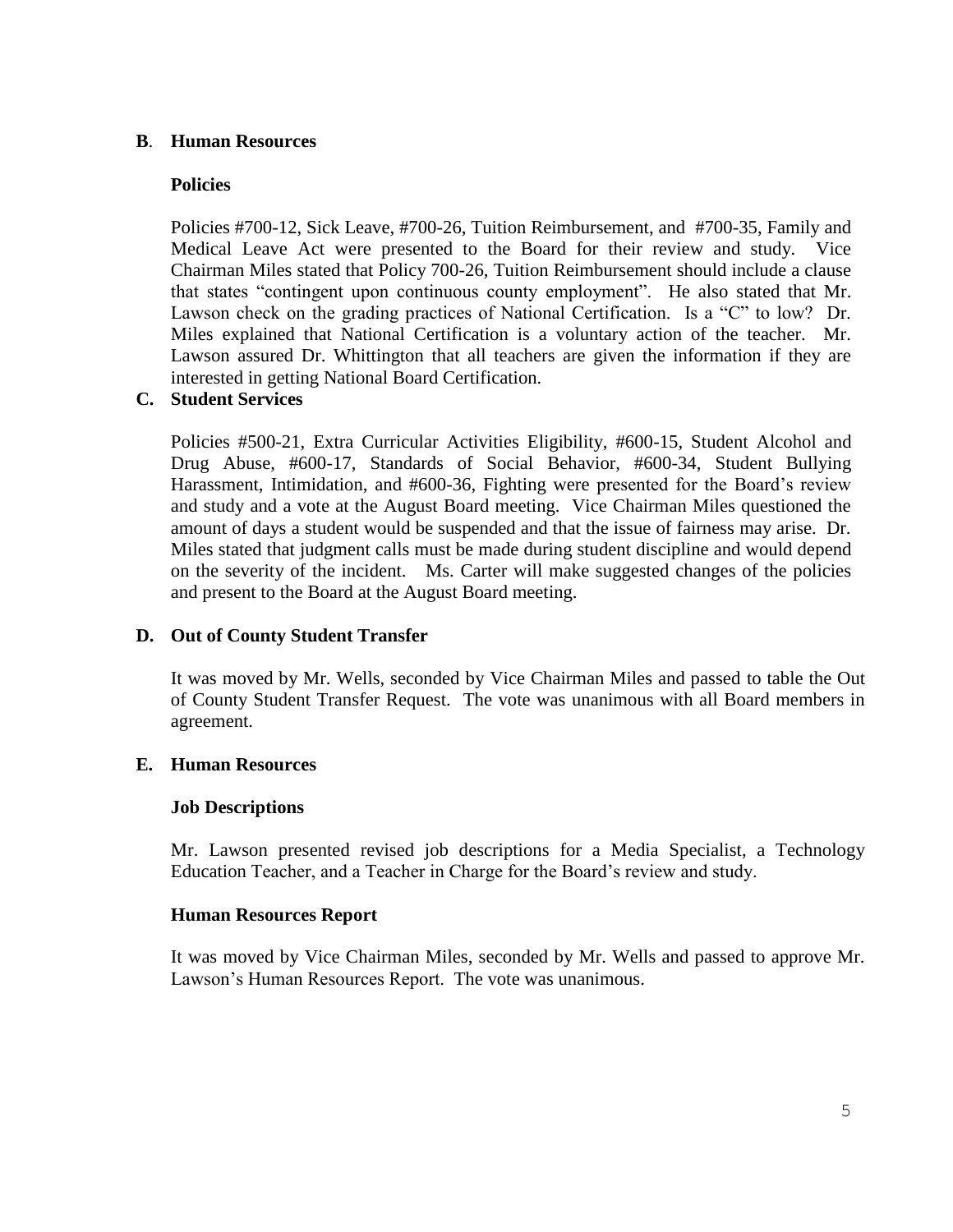## **B**. **Human Resources**

### **Policies**

Policies #700-12, Sick Leave, #700-26, Tuition Reimbursement, and #700-35, Family and Medical Leave Act were presented to the Board for their review and study. Vice Chairman Miles stated that Policy 700-26, Tuition Reimbursement should include a clause that states "contingent upon continuous county employment". He also stated that Mr. Lawson check on the grading practices of National Certification. Is a "C" to low? Dr. Miles explained that National Certification is a voluntary action of the teacher. Mr. Lawson assured Dr. Whittington that all teachers are given the information if they are interested in getting National Board Certification.

## **C. Student Services**

Policies #500-21, Extra Curricular Activities Eligibility, #600-15, Student Alcohol and Drug Abuse, #600-17, Standards of Social Behavior, #600-34, Student Bullying Harassment, Intimidation, and #600-36, Fighting were presented for the Board's review and study and a vote at the August Board meeting. Vice Chairman Miles questioned the amount of days a student would be suspended and that the issue of fairness may arise. Dr. Miles stated that judgment calls must be made during student discipline and would depend on the severity of the incident. Ms. Carter will make suggested changes of the policies and present to the Board at the August Board meeting.

## **D. Out of County Student Transfer**

It was moved by Mr. Wells, seconded by Vice Chairman Miles and passed to table the Out of County Student Transfer Request. The vote was unanimous with all Board members in agreement.

## **E. Human Resources**

### **Job Descriptions**

Mr. Lawson presented revised job descriptions for a Media Specialist, a Technology Education Teacher, and a Teacher in Charge for the Board's review and study.

### **Human Resources Report**

It was moved by Vice Chairman Miles, seconded by Mr. Wells and passed to approve Mr. Lawson's Human Resources Report. The vote was unanimous.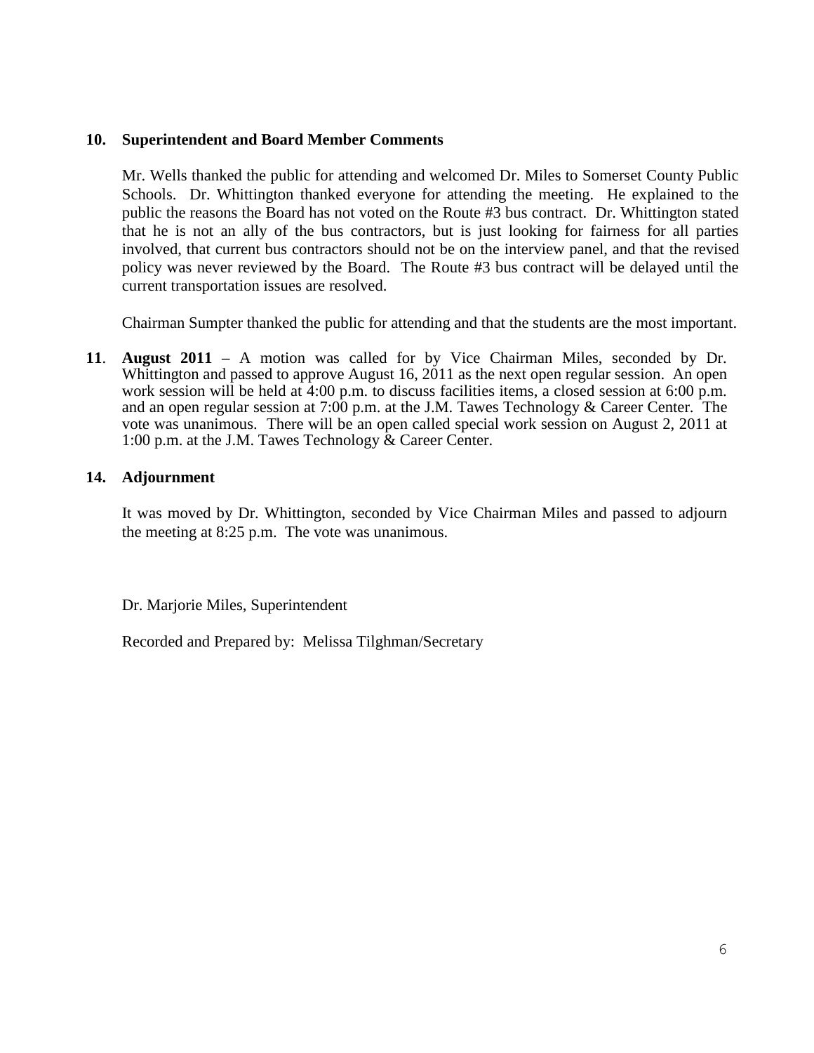**10. Superintendent and Board Member Comments**

Mr. Wells thanked the public for attending and welcomed Dr. Miles to Somerset County Public Schools. Dr. Whittington thanked everyone for attending the meeting. He explained to the public the reasons the Board has not voted on the Route #3 bus contract. Dr. Whittington stated that he is not an ally of the bus contractors, but is just looking for fairness for all parties involved, that current bus contractors should not be on the interview panel, and that the revised policy was never reviewed by the Board. The Route #3 bus contract will be delayed until the current transportation issues are resolved.

Chairman Sumpter thanked the public for attending and that the students are the most important.

**11**. **August 2011 –** A motion was called for by Vice Chairman Miles, seconded by Dr. Whittington and passed to approve August 16, 2011 as the next open regular session. An open work session will be held at 4:00 p.m. to discuss facilities items, a closed session at 6:00 p.m. and an open regular session at 7:00 p.m. at the J.M. Tawes Technology & Career Center. The vote was unanimous. There will be an open called special work session on August 2, 2011 at 1:00 p.m. at the J.M. Tawes Technology & Career Center.

**14. Adjournment**

It was moved by Dr. Whittington, seconded by Vice Chairman Miles and passed to adjourn the meeting at 8:25 p.m. The vote was unanimous.

Dr. Marjorie Miles, Superintendent

Recorded and Prepared by: Melissa Tilghman/Secretary